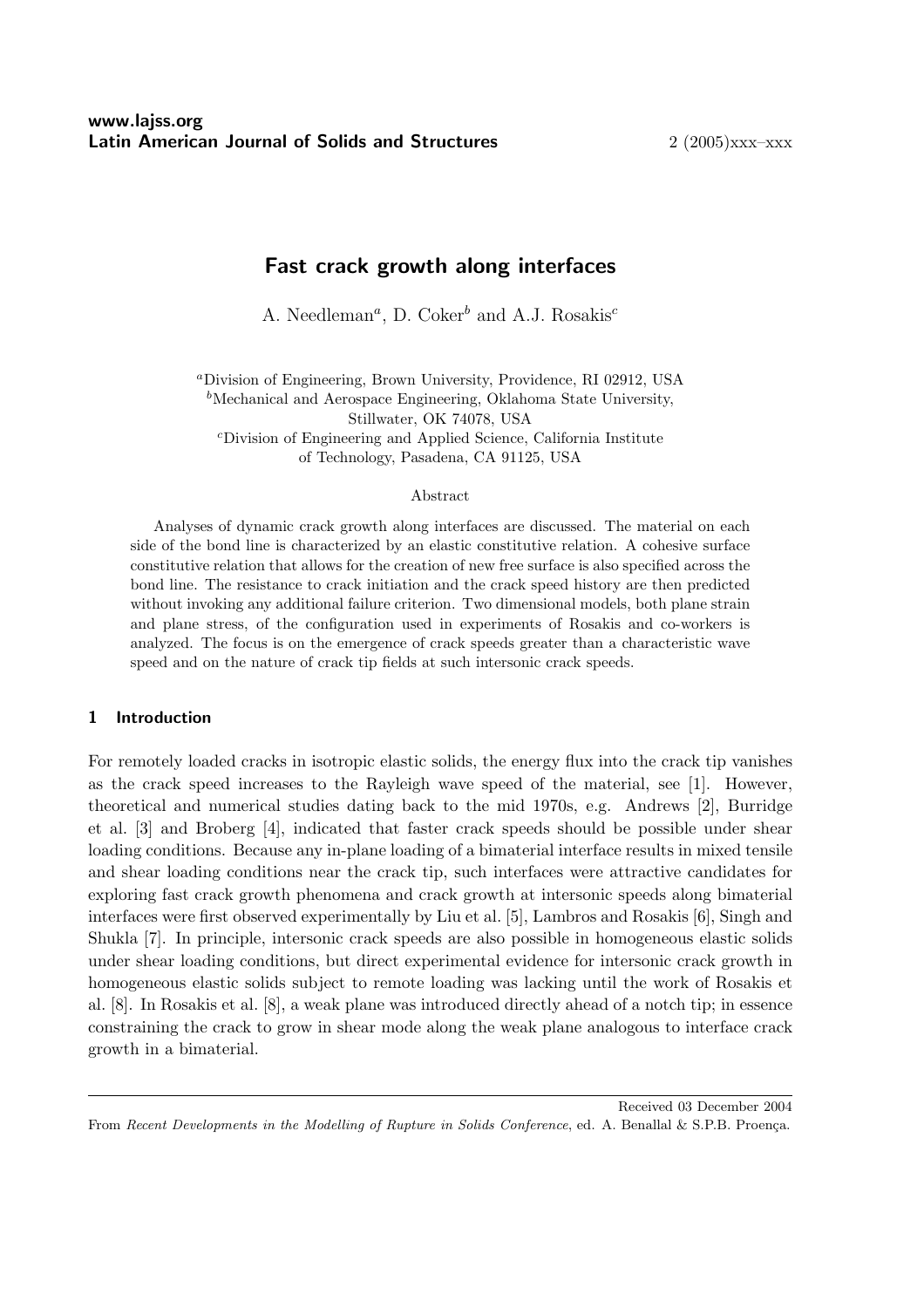# Fast crack growth along interfaces

A. Needleman[a], D. Coker[b] and A.J. Rosakis[c]

[a]Division of Engineering, Brown University, Providence, RI 02912, USA
[b]Mechanical and Aerospace Engineering, Oklahoma State University, Stillwater, OK 74078, USA
[c]Division of Engineering and Applied Science, California Institute of Technology, Pasadena, CA 91125, USA

## Abstract

Analyses of dynamic crack growth along interfaces are discussed. The material on each side of the bond line is characterized by an elastic constitutive relation. A cohesive surface constitutive relation that allows for the creation of new free surface is also specified across the bond line. The resistance to crack initiation and the crack speed history are then predicted without invoking any additional failure criterion. Two dimensional models, both plane strain and plane stress, of the configuration used in experiments of Rosakis and co-workers is analyzed. The focus is on the emergence of crack speeds greater than a characteristic wave speed and on the nature of crack tip fields at such intersonic crack speeds.

## 1 Introduction

For remotely loaded cracks in isotropic elastic solids, the energy flux into the crack tip vanishes as the crack speed increases to the Rayleigh wave speed of the material, see [1]. However, theoretical and numerical studies dating back to the mid 1970s, e.g. Andrews [2], Burridge et al. [3] and Broberg [4], indicated that faster crack speeds should be possible under shear loading conditions. Because any in-plane loading of a bimaterial interface results in mixed tensile and shear loading conditions near the crack tip, such interfaces were attractive candidates for exploring fast crack growth phenomena and crack growth at intersonic speeds along bimaterial interfaces were first observed experimentally by Liu et al. [5], Lambros and Rosakis [6], Singh and Shukla [7]. In principle, intersonic crack speeds are also possible in homogeneous elastic solids under shear loading conditions, but direct experimental evidence for intersonic crack growth in homogeneous elastic solids subject to remote loading was lacking until the work of Rosakis et al. [8]. In Rosakis et al. [8], a weak plane was introduced directly ahead of a notch tip; in essence constraining the crack to grow in shear mode along the weak plane analogous to interface crack growth in a bimaterial.

Received 03 December 2004
From *Recent Developments in the Modelling of Rupture in Solids Conference*, ed. A. Benallal & S.P.B. Proença.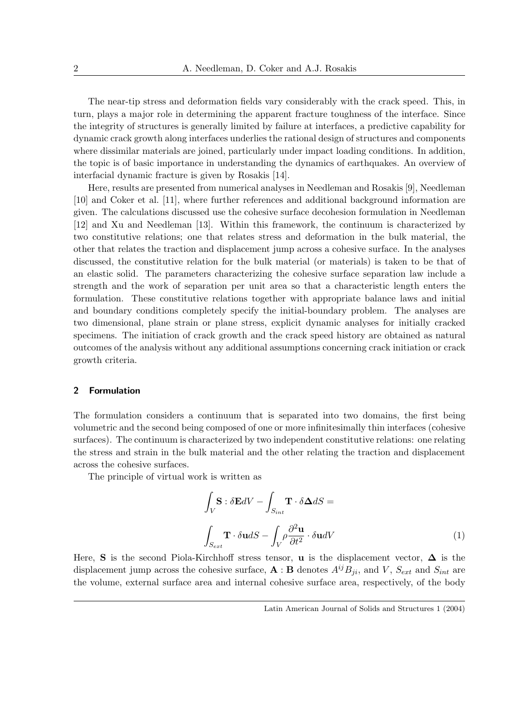The near-tip stress and deformation fields vary considerably with the crack speed. This, in turn, plays a major role in determining the apparent fracture toughness of the interface. Since the integrity of structures is generally limited by failure at interfaces, a predictive capability for dynamic crack growth along interfaces underlies the rational design of structures and components where dissimilar materials are joined, particularly under impact loading conditions. In addition, the topic is of basic importance in understanding the dynamics of earthquakes. An overview of interfacial dynamic fracture is given by Rosakis [14].

Here, results are presented from numerical analyses in Needleman and Rosakis [9], Needleman [10] and Coker et al. [11], where further references and additional background information are given. The calculations discussed use the cohesive surface decohesion formulation in Needleman [12] and Xu and Needleman [13]. Within this framework, the continuum is characterized by two constitutive relations; one that relates stress and deformation in the bulk material, the other that relates the traction and displacement jump across a cohesive surface. In the analyses discussed, the constitutive relation for the bulk material (or materials) is taken to be that of an elastic solid. The parameters characterizing the cohesive surface separation law include a strength and the work of separation per unit area so that a characteristic length enters the formulation. These constitutive relations together with appropriate balance laws and initial and boundary conditions completely specify the initial-boundary problem. The analyses are two dimensional, plane strain or plane stress, explicit dynamic analyses for initially cracked specimens. The initiation of crack growth and the crack speed history are obtained as natural outcomes of the analysis without any additional assumptions concerning crack initiation or crack growth criteria.

## 2 Formulation

The formulation considers a continuum that is separated into two domains, the first being volumetric and the second being composed of one or more infinitesimally thin interfaces (cohesive surfaces). The continuum is characterized by two independent constitutive relations: one relating the stress and strain in the bulk material and the other relating the traction and displacement across the cohesive surfaces.

The principle of virtual work is written as

$$
\int_V \mathbf{S} : \delta\mathbf{E} dV - \int_{S_{int}} \mathbf{T} \cdot \delta\boldsymbol{\Delta} dS = \int_{S_{ext}} \mathbf{T} \cdot \delta\mathbf{u} dS - \int_V \rho \frac{\partial^2 \mathbf{u}}{\partial t^2} \cdot \delta\mathbf{u} dV \tag{1}
$$

Here, $\mathbf{S}$ is the second Piola-Kirchhoff stress tensor, $\mathbf{u}$ is the displacement vector, $\boldsymbol{\Delta}$ is the displacement jump across the cohesive surface, $\mathbf{A} : \mathbf{B}$ denotes $A^{ij}B_{ji}$, and $V$, $S_{ext}$ and $S_{int}$ are the volume, external surface area and internal cohesive surface area, respectively, of the body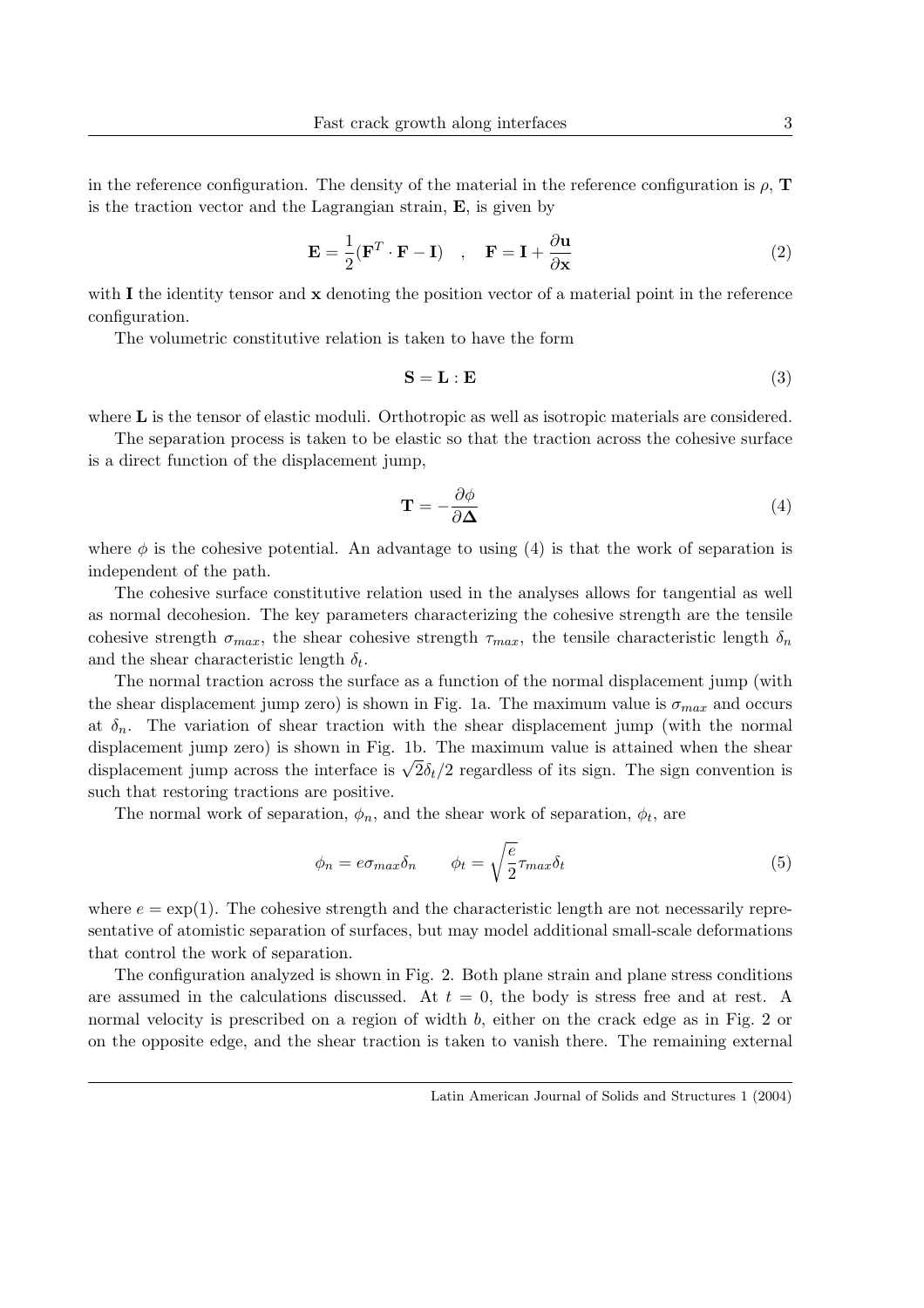in the reference configuration. The density of the material in the reference configuration is $\rho$, $\mathbf{T}$ is the traction vector and the Lagrangian strain, $\mathbf{E}$, is given by

$$\mathbf{E} = \frac{1}{2}(\mathbf{F}^T \cdot \mathbf{F} - \mathbf{I}) \quad , \quad \mathbf{F} = \mathbf{I} + \frac{\partial \mathbf{u}}{\partial \mathbf{x}} \tag{2}$$

with $\mathbf{I}$ the identity tensor and $\mathbf{x}$ denoting the position vector of a material point in the reference configuration.

The volumetric constitutive relation is taken to have the form

$$\mathbf{S} = \mathbf{L} : \mathbf{E} \tag{3}$$

where $\mathbf{L}$ is the tensor of elastic moduli. Orthotropic as well as isotropic materials are considered.

The separation process is taken to be elastic so that the traction across the cohesive surface is a direct function of the displacement jump,

$$\mathbf{T} = -\frac{\partial \phi}{\partial \mathbf{\Delta}} \tag{4}$$

where $\phi$ is the cohesive potential. An advantage to using (4) is that the work of separation is independent of the path.

The cohesive surface constitutive relation used in the analyses allows for tangential as well as normal decohesion. The key parameters characterizing the cohesive strength are the tensile cohesive strength $\sigma_{max}$, the shear cohesive strength $\tau_{max}$, the tensile characteristic length $\delta_n$ and the shear characteristic length $\delta_t$.

The normal traction across the surface as a function of the normal displacement jump (with the shear displacement jump zero) is shown in Fig. 1a. The maximum value is $\sigma_{max}$ and occurs at $\delta_n$. The variation of shear traction with the shear displacement jump (with the normal displacement jump zero) is shown in Fig. 1b. The maximum value is attained when the shear displacement jump across the interface is $\sqrt{2}\delta_t/2$ regardless of its sign. The sign convention is such that restoring tractions are positive.

The normal work of separation, $\phi_n$, and the shear work of separation, $\phi_t$, are

$$\phi_n = e\sigma_{max}\delta_n \qquad \phi_t = \sqrt{\frac{e}{2}}\tau_{max}\delta_t \tag{5}$$

where $e = \exp(1)$. The cohesive strength and the characteristic length are not necessarily representative of atomistic separation of surfaces, but may model additional small-scale deformations that control the work of separation.

The configuration analyzed is shown in Fig. 2. Both plane strain and plane stress conditions are assumed in the calculations discussed. At $t = 0$, the body is stress free and at rest. A normal velocity is prescribed on a region of width $b$, either on the crack edge as in Fig. 2 or on the opposite edge, and the shear traction is taken to vanish there. The remaining external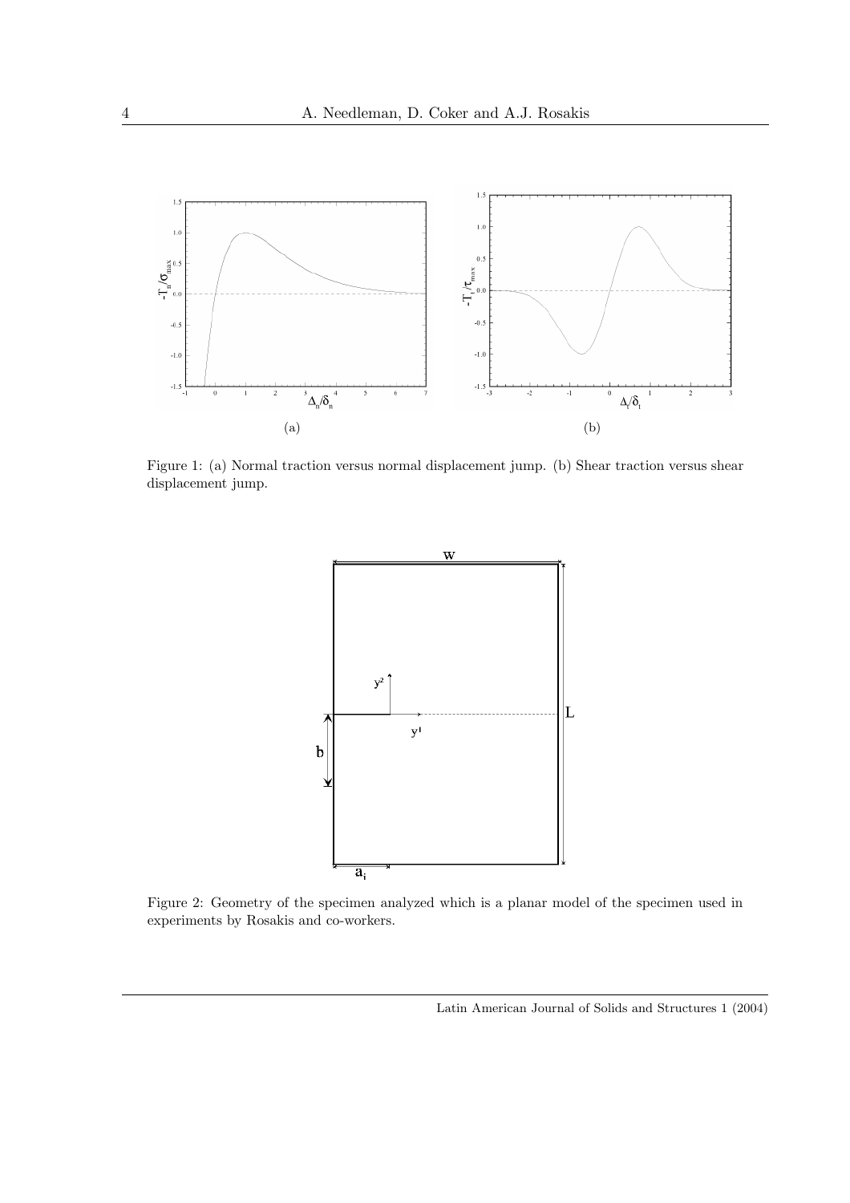Figure 1: (a) Normal traction versus normal displacement jump. (b) Shear traction versus shear displacement jump.

Figure 2: Geometry of the specimen analyzed which is a planar model of the specimen used in experiments by Rosakis and co-workers.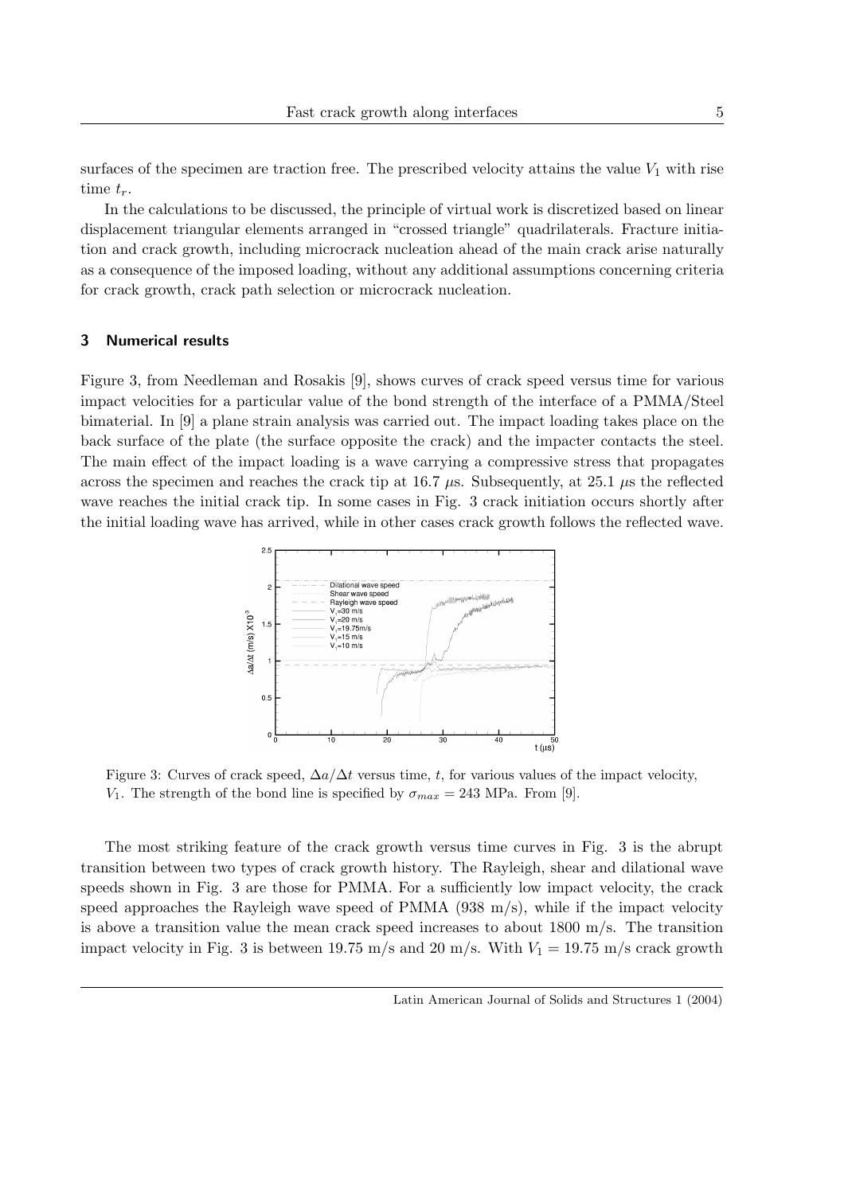surfaces of the specimen are traction free. The prescribed velocity attains the value $V_1$ with rise time $t_r$.

In the calculations to be discussed, the principle of virtual work is discretized based on linear displacement triangular elements arranged in "crossed triangle" quadrilaterals. Fracture initiation and crack growth, including microcrack nucleation ahead of the main crack arise naturally as a consequence of the imposed loading, without any additional assumptions concerning criteria for crack growth, crack path selection or microcrack nucleation.

## 3 Numerical results

Figure 3, from Needleman and Rosakis [9], shows curves of crack speed versus time for various impact velocities for a particular value of the bond strength of the interface of a PMMA/Steel bimaterial. In [9] a plane strain analysis was carried out. The impact loading takes place on the back surface of the plate (the surface opposite the crack) and the impacter contacts the steel. The main effect of the impact loading is a wave carrying a compressive stress that propagates across the specimen and reaches the crack tip at 16.7 $\mu$s. Subsequently, at 25.1 $\mu$s the reflected wave reaches the initial crack tip. In some cases in Fig. 3 crack initiation occurs shortly after the initial loading wave has arrived, while in other cases crack growth follows the reflected wave.

Figure 3: Curves of crack speed, $\Delta a/\Delta t$ versus time, $t$, for various values of the impact velocity, $V_1$. The strength of the bond line is specified by $\sigma_{max} = 243$ MPa. From [9].

The most striking feature of the crack growth versus time curves in Fig. 3 is the abrupt transition between two types of crack growth history. The Rayleigh, shear and dilational wave speeds shown in Fig. 3 are those for PMMA. For a sufficiently low impact velocity, the crack speed approaches the Rayleigh wave speed of PMMA (938 m/s), while if the impact velocity is above a transition value the mean crack speed increases to about 1800 m/s. The transition impact velocity in Fig. 3 is between 19.75 m/s and 20 m/s. With $V_1 = 19.75$ m/s crack growth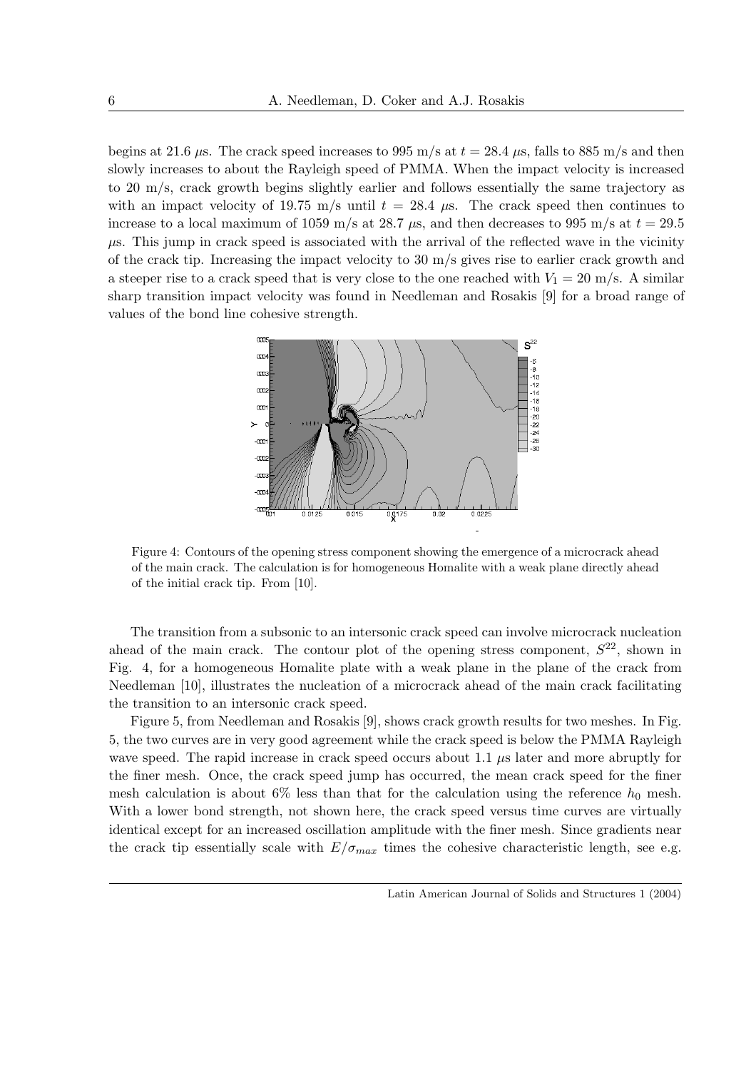begins at 21.6 $\mu$s. The crack speed increases to 995 m/s at $t = 28.4$ $\mu$s, falls to 885 m/s and then slowly increases to about the Rayleigh speed of PMMA. When the impact velocity is increased to 20 m/s, crack growth begins slightly earlier and follows essentially the same trajectory as with an impact velocity of 19.75 m/s until $t = 28.4$ $\mu$s. The crack speed then continues to increase to a local maximum of 1059 m/s at 28.7 $\mu$s, and then decreases to 995 m/s at $t = 29.5$ $\mu$s. This jump in crack speed is associated with the arrival of the reflected wave in the vicinity of the crack tip. Increasing the impact velocity to 30 m/s gives rise to earlier crack growth and a steeper rise to a crack speed that is very close to the one reached with $V_1 = 20$ m/s. A similar sharp transition impact velocity was found in Needleman and Rosakis [9] for a broad range of values of the bond line cohesive strength.

Figure 4: Contours of the opening stress component showing the emergence of a microcrack ahead of the main crack. The calculation is for homogeneous Homalite with a weak plane directly ahead of the initial crack tip. From [10].

The transition from a subsonic to an intersonic crack speed can involve microcrack nucleation ahead of the main crack. The contour plot of the opening stress component, $S^{22}$, shown in Fig. 4, for a homogeneous Homalite plate with a weak plane in the plane of the crack from Needleman [10], illustrates the nucleation of a microcrack ahead of the main crack facilitating the transition to an intersonic crack speed.

Figure 5, from Needleman and Rosakis [9], shows crack growth results for two meshes. In Fig. 5, the two curves are in very good agreement while the crack speed is below the PMMA Rayleigh wave speed. The rapid increase in crack speed occurs about 1.1 $\mu$s later and more abruptly for the finer mesh. Once, the crack speed jump has occurred, the mean crack speed for the finer mesh calculation is about 6% less than that for the calculation using the reference $h_0$ mesh. With a lower bond strength, not shown here, the crack speed versus time curves are virtually identical except for an increased oscillation amplitude with the finer mesh. Since gradients near the crack tip essentially scale with $E/\sigma_{max}$ times the cohesive characteristic length, see e.g.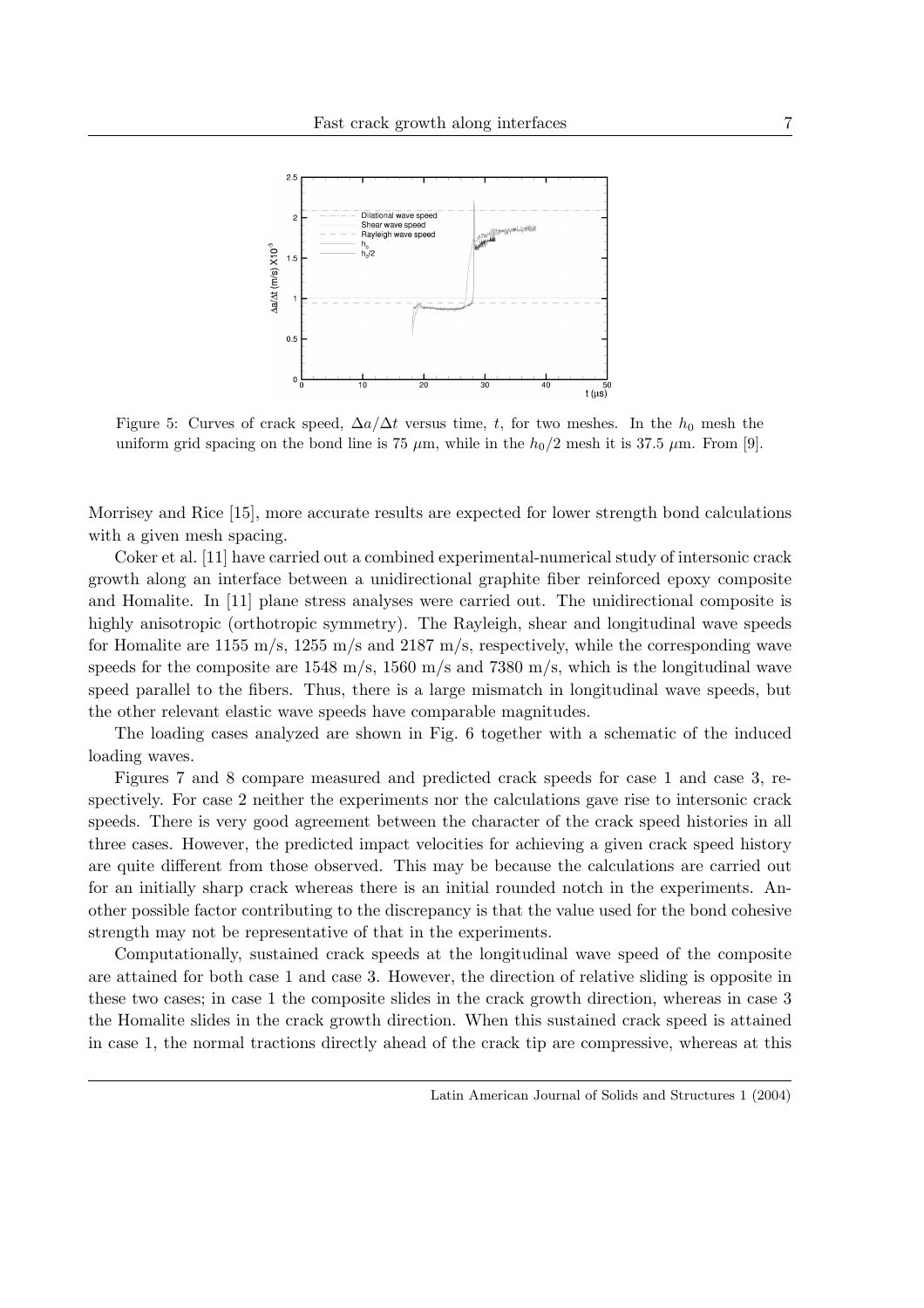Figure 5: Curves of crack speed, $\Delta a/\Delta t$ versus time, $t$, for two meshes. In the $h_0$ mesh the uniform grid spacing on the bond line is 75 $\mu$m, while in the $h_0/2$ mesh it is 37.5 $\mu$m. From [9].

Morrisey and Rice [15], more accurate results are expected for lower strength bond calculations with a given mesh spacing.

Coker et al. [11] have carried out a combined experimental-numerical study of intersonic crack growth along an interface between a unidirectional graphite fiber reinforced epoxy composite and Homalite. In [11] plane stress analyses were carried out. The unidirectional composite is highly anisotropic (orthotropic symmetry). The Rayleigh, shear and longitudinal wave speeds for Homalite are 1155 m/s, 1255 m/s and 2187 m/s, respectively, while the corresponding wave speeds for the composite are 1548 m/s, 1560 m/s and 7380 m/s, which is the longitudinal wave speed parallel to the fibers. Thus, there is a large mismatch in longitudinal wave speeds, but the other relevant elastic wave speeds have comparable magnitudes.

The loading cases analyzed are shown in Fig. 6 together with a schematic of the induced loading waves.

Figures 7 and 8 compare measured and predicted crack speeds for case 1 and case 3, respectively. For case 2 neither the experiments nor the calculations gave rise to intersonic crack speeds. There is very good agreement between the character of the crack speed histories in all three cases. However, the predicted impact velocities for achieving a given crack speed history are quite different from those observed. This may be because the calculations are carried out for an initially sharp crack whereas there is an initial rounded notch in the experiments. Another possible factor contributing to the discrepancy is that the value used for the bond cohesive strength may not be representative of that in the experiments.

Computationally, sustained crack speeds at the longitudinal wave speed of the composite are attained for both case 1 and case 3. However, the direction of relative sliding is opposite in these two cases; in case 1 the composite slides in the crack growth direction, whereas in case 3 the Homalite slides in the crack growth direction. When this sustained crack speed is attained in case 1, the normal tractions directly ahead of the crack tip are compressive, whereas at this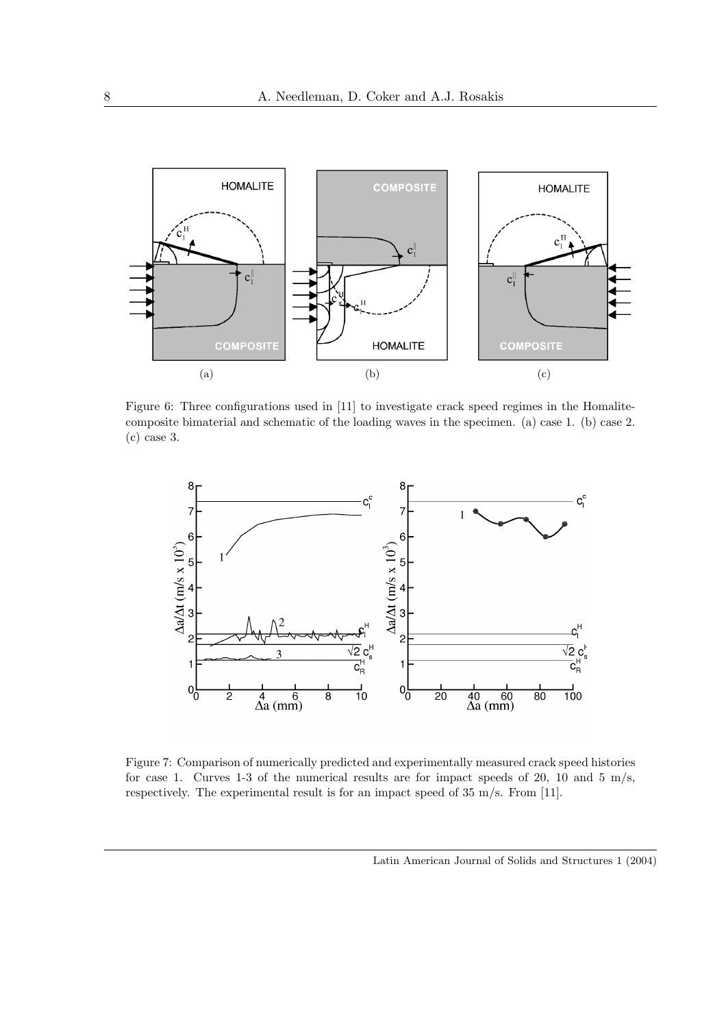Figure 6: Three configurations used in [11] to investigate crack speed regimes in the Homalite-composite bimaterial and schematic of the loading waves in the specimen. (a) case 1. (b) case 2. (c) case 3.

Figure 7: Comparison of numerically predicted and experimentally measured crack speed histories for case 1. Curves 1-3 of the numerical results are for impact speeds of 20, 10 and 5 m/s, respectively. The experimental result is for an impact speed of 35 m/s. From [11].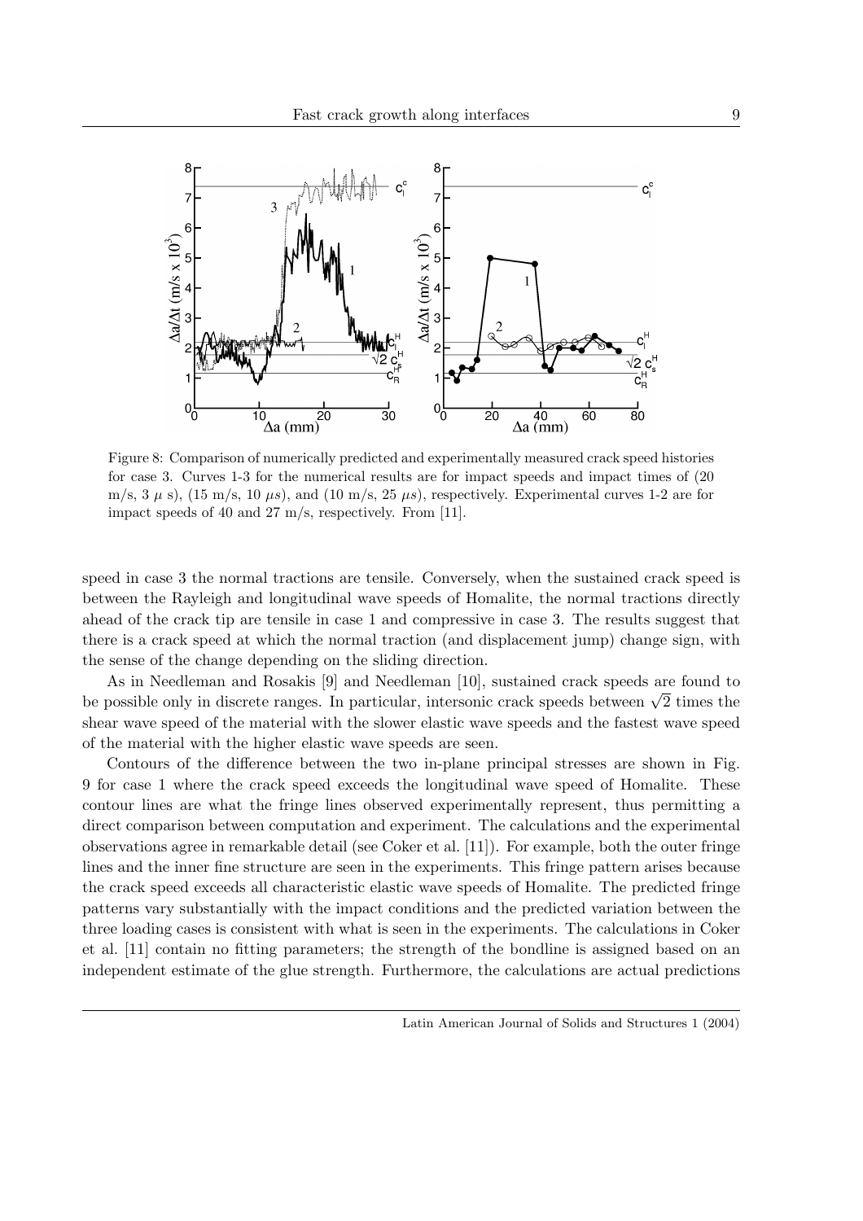Figure 8: Comparison of numerically predicted and experimentally measured crack speed histories for case 3. Curves 1-3 for the numerical results are for impact speeds and impact times of (20 m/s, 3 $\mu$ s), (15 m/s, 10 $\mu s$), and (10 m/s, 25 $\mu s$), respectively. Experimental curves 1-2 are for impact speeds of 40 and 27 m/s, respectively. From [11].

speed in case 3 the normal tractions are tensile. Conversely, when the sustained crack speed is between the Rayleigh and longitudinal wave speeds of Homalite, the normal tractions directly ahead of the crack tip are tensile in case 1 and compressive in case 3. The results suggest that there is a crack speed at which the normal traction (and displacement jump) change sign, with the sense of the change depending on the sliding direction.

As in Needleman and Rosakis [9] and Needleman [10], sustained crack speeds are found to be possible only in discrete ranges. In particular, intersonic crack speeds between $\sqrt{2}$ times the shear wave speed of the material with the slower elastic wave speeds and the fastest wave speed of the material with the higher elastic wave speeds are seen.

Contours of the difference between the two in-plane principal stresses are shown in Fig. 9 for case 1 where the crack speed exceeds the longitudinal wave speed of Homalite. These contour lines are what the fringe lines observed experimentally represent, thus permitting a direct comparison between computation and experiment. The calculations and the experimental observations agree in remarkable detail (see Coker et al. [11]). For example, both the outer fringe lines and the inner fine structure are seen in the experiments. This fringe pattern arises because the crack speed exceeds all characteristic elastic wave speeds of Homalite. The predicted fringe patterns vary substantially with the impact conditions and the predicted variation between the three loading cases is consistent with what is seen in the experiments. The calculations in Coker et al. [11] contain no fitting parameters; the strength of the bondline is assigned based on an independent estimate of the glue strength. Furthermore, the calculations are actual predictions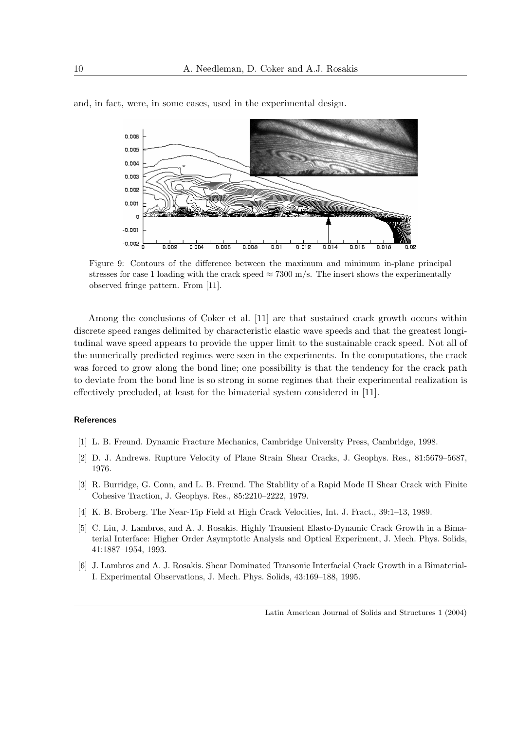and, in fact, were, in some cases, used in the experimental design.

Figure 9: Contours of the difference between the maximum and minimum in-plane principal stresses for case 1 loading with the crack speed $\approx 7300$ m/s. The insert shows the experimentally observed fringe pattern. From [11].

Among the conclusions of Coker et al. [11] are that sustained crack growth occurs within discrete speed ranges delimited by characteristic elastic wave speeds and that the greatest longitudinal wave speed appears to provide the upper limit to the sustainable crack speed. Not all of the numerically predicted regimes were seen in the experiments. In the computations, the crack was forced to grow along the bond line; one possibility is that the tendency for the crack path to deviate from the bond line is so strong in some regimes that their experimental realization is effectively precluded, at least for the bimaterial system considered in [11].

## References

[1] L. B. Freund. Dynamic Fracture Mechanics, Cambridge University Press, Cambridge, 1998.

[2] D. J. Andrews. Rupture Velocity of Plane Strain Shear Cracks, J. Geophys. Res., 81:5679–5687, 1976.

[3] R. Burridge, G. Conn, and L. B. Freund. The Stability of a Rapid Mode II Shear Crack with Finite Cohesive Traction, J. Geophys. Res., 85:2210–2222, 1979.

[4] K. B. Broberg. The Near-Tip Field at High Crack Velocities, Int. J. Fract., 39:1–13, 1989.

[5] C. Liu, J. Lambros, and A. J. Rosakis. Highly Transient Elasto-Dynamic Crack Growth in a Bimaterial Interface: Higher Order Asymptotic Analysis and Optical Experiment, J. Mech. Phys. Solids, 41:1887–1954, 1993.

[6] J. Lambros and A. J. Rosakis. Shear Dominated Transonic Interfacial Crack Growth in a Bimaterial-I. Experimental Observations, J. Mech. Phys. Solids, 43:169–188, 1995.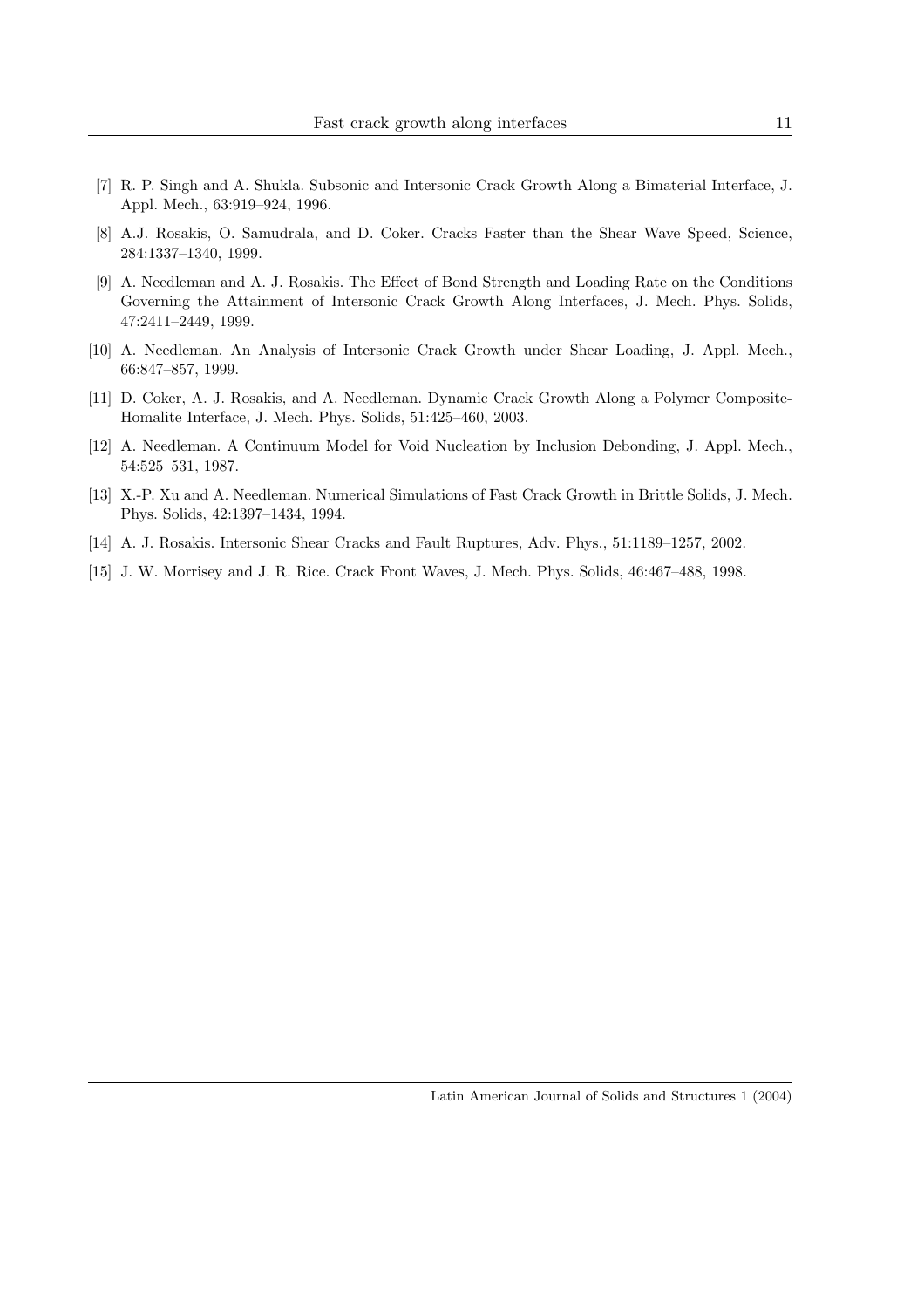[7] R. P. Singh and A. Shukla. Subsonic and Intersonic Crack Growth Along a Bimaterial Interface, J. Appl. Mech., 63:919–924, 1996.

[8] A.J. Rosakis, O. Samudrala, and D. Coker. Cracks Faster than the Shear Wave Speed, Science, 284:1337–1340, 1999.

[9] A. Needleman and A. J. Rosakis. The Effect of Bond Strength and Loading Rate on the Conditions Governing the Attainment of Intersonic Crack Growth Along Interfaces, J. Mech. Phys. Solids, 47:2411–2449, 1999.

[10] A. Needleman. An Analysis of Intersonic Crack Growth under Shear Loading, J. Appl. Mech., 66:847–857, 1999.

[11] D. Coker, A. J. Rosakis, and A. Needleman. Dynamic Crack Growth Along a Polymer Composite-Homalite Interface, J. Mech. Phys. Solids, 51:425–460, 2003.

[12] A. Needleman. A Continuum Model for Void Nucleation by Inclusion Debonding, J. Appl. Mech., 54:525–531, 1987.

[13] X.-P. Xu and A. Needleman. Numerical Simulations of Fast Crack Growth in Brittle Solids, J. Mech. Phys. Solids, 42:1397–1434, 1994.

[14] A. J. Rosakis. Intersonic Shear Cracks and Fault Ruptures, Adv. Phys., 51:1189–1257, 2002.

[15] J. W. Morrisey and J. R. Rice. Crack Front Waves, J. Mech. Phys. Solids, 46:467–488, 1998.